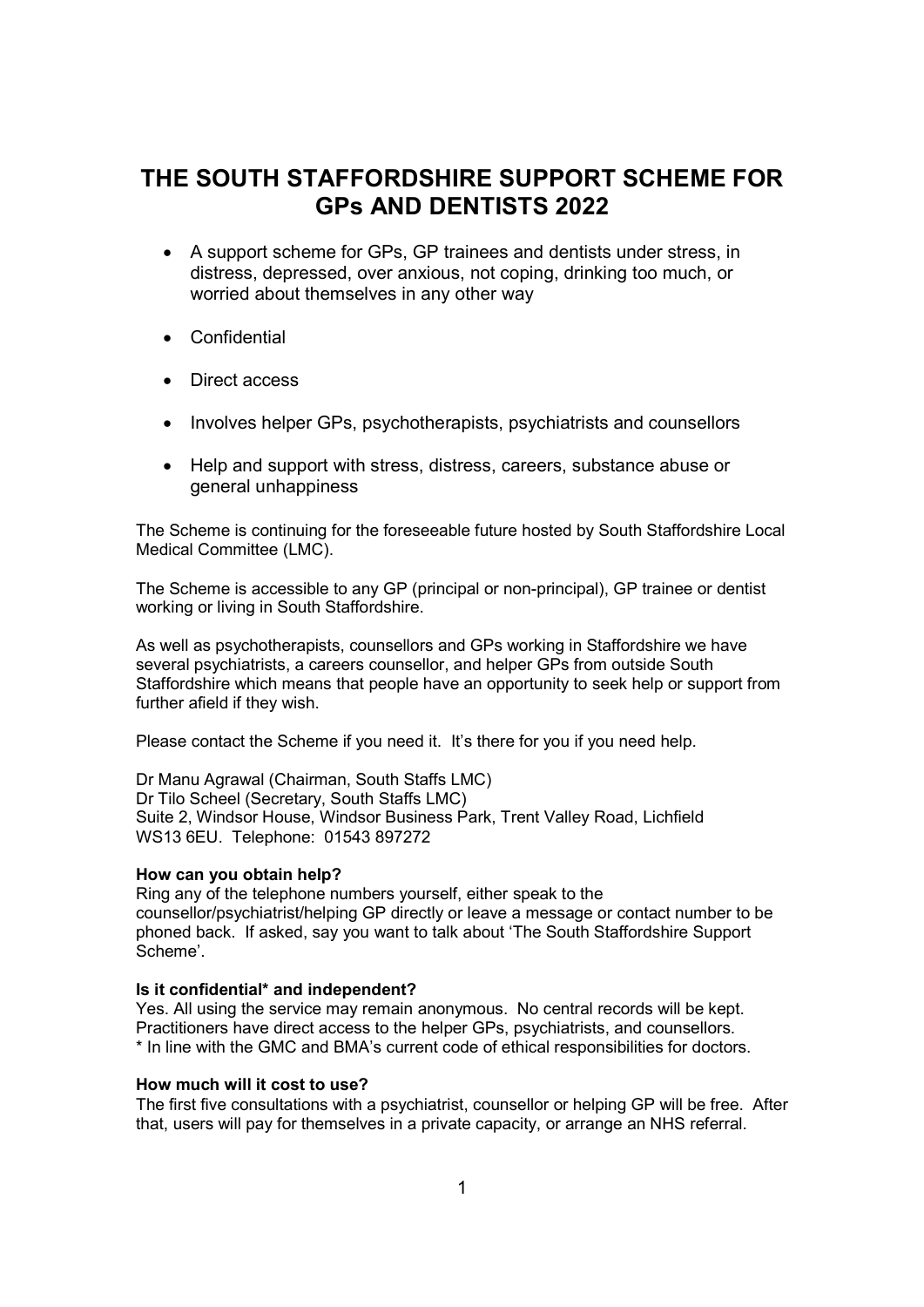# THE SOUTH STAFFORDSHIRE SUPPORT SCHEME FOR GPs AND DENTISTS 2022

- A support scheme for GPs, GP trainees and dentists under stress, in distress, depressed, over anxious, not coping, drinking too much, or worried about themselves in any other way
- Confidential
- Direct access
- Involves helper GPs, psychotherapists, psychiatrists and counsellors
- Help and support with stress, distress, careers, substance abuse or general unhappiness

The Scheme is continuing for the foreseeable future hosted by South Staffordshire Local Medical Committee (LMC).

The Scheme is accessible to any GP (principal or non-principal), GP trainee or dentist working or living in South Staffordshire.

As well as psychotherapists, counsellors and GPs working in Staffordshire we have several psychiatrists, a careers counsellor, and helper GPs from outside South Staffordshire which means that people have an opportunity to seek help or support from further afield if they wish.

Please contact the Scheme if you need it. It's there for you if you need help.

Dr Manu Agrawal (Chairman, South Staffs LMC)
Dr Tilo Scheel (Secretary, South Staffs LMC)
Suite 2, Windsor House, Windsor Business Park, Trent Valley Road, Lichfield WS13 6EU. Telephone: 01543 897272

**How can you obtain help?**
Ring any of the telephone numbers yourself, either speak to the counsellor/psychiatrist/helping GP directly or leave a message or contact number to be phoned back. If asked, say you want to talk about 'The South Staffordshire Support Scheme'.

**Is it confidential* and independent?**
Yes. All using the service may remain anonymous. No central records will be kept. Practitioners have direct access to the helper GPs, psychiatrists, and counsellors.
* In line with the GMC and BMA's current code of ethical responsibilities for doctors.

**How much will it cost to use?**
The first five consultations with a psychiatrist, counsellor or helping GP will be free. After that, users will pay for themselves in a private capacity, or arrange an NHS referral.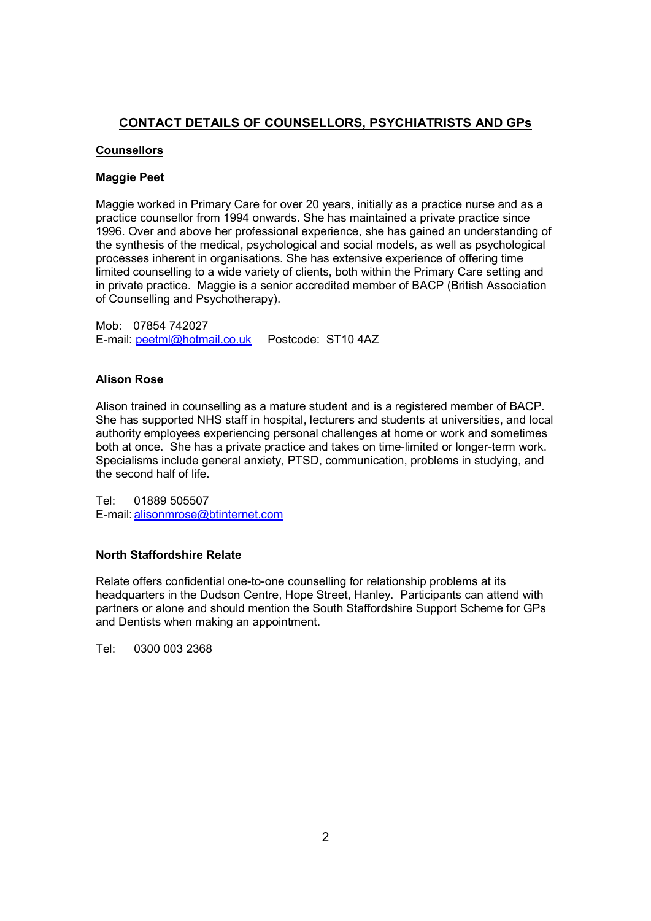## CONTACT DETAILS OF COUNSELLORS, PSYCHIATRISTS AND GPs

### Counsellors

**Maggie Peet**

Maggie worked in Primary Care for over 20 years, initially as a practice nurse and as a practice counsellor from 1994 onwards. She has maintained a private practice since 1996. Over and above her professional experience, she has gained an understanding of the synthesis of the medical, psychological and social models, as well as psychological processes inherent in organisations. She has extensive experience of offering time limited counselling to a wide variety of clients, both within the Primary Care setting and in private practice. Maggie is a senior accredited member of BACP (British Association of Counselling and Psychotherapy).

Mob: 07854 742027
E-mail: peetml@hotmail.co.uk Postcode: ST10 4AZ

**Alison Rose**

Alison trained in counselling as a mature student and is a registered member of BACP. She has supported NHS staff in hospital, lecturers and students at universities, and local authority employees experiencing personal challenges at home or work and sometimes both at once. She has a private practice and takes on time-limited or longer-term work. Specialisms include general anxiety, PTSD, communication, problems in studying, and the second half of life.

Tel: 01889 505507
E-mail: alisonmrose@btinternet.com

**North Staffordshire Relate**

Relate offers confidential one-to-one counselling for relationship problems at its headquarters in the Dudson Centre, Hope Street, Hanley. Participants can attend with partners or alone and should mention the South Staffordshire Support Scheme for GPs and Dentists when making an appointment.

Tel: 0300 003 2368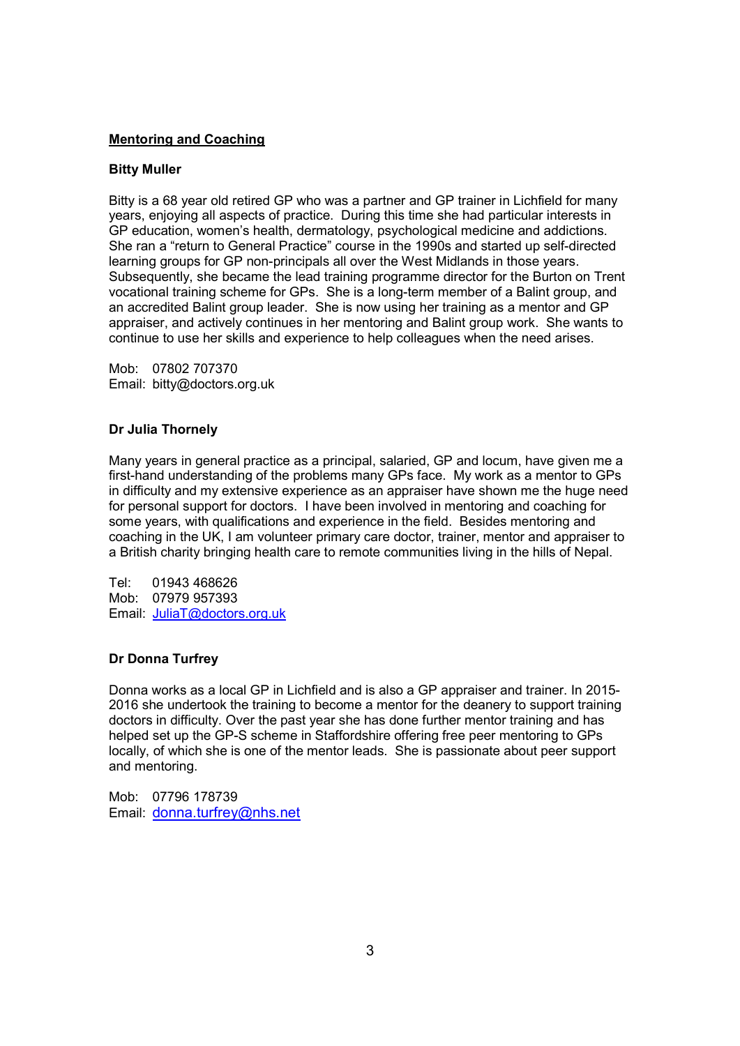## Mentoring and Coaching

### Bitty Muller

Bitty is a 68 year old retired GP who was a partner and GP trainer in Lichfield for many years, enjoying all aspects of practice. During this time she had particular interests in GP education, women's health, dermatology, psychological medicine and addictions. She ran a "return to General Practice" course in the 1990s and started up self-directed learning groups for GP non-principals all over the West Midlands in those years. Subsequently, she became the lead training programme director for the Burton on Trent vocational training scheme for GPs. She is a long-term member of a Balint group, and an accredited Balint group leader. She is now using her training as a mentor and GP appraiser, and actively continues in her mentoring and Balint group work. She wants to continue to use her skills and experience to help colleagues when the need arises.

Mob: 07802 707370
Email: bitty@doctors.org.uk

### Dr Julia Thornely

Many years in general practice as a principal, salaried, GP and locum, have given me a first-hand understanding of the problems many GPs face. My work as a mentor to GPs in difficulty and my extensive experience as an appraiser have shown me the huge need for personal support for doctors. I have been involved in mentoring and coaching for some years, with qualifications and experience in the field. Besides mentoring and coaching in the UK, I am volunteer primary care doctor, trainer, mentor and appraiser to a British charity bringing health care to remote communities living in the hills of Nepal.

Tel: 01943 468626
Mob: 07979 957393
Email: JuliaT@doctors.org.uk

### Dr Donna Turfrey

Donna works as a local GP in Lichfield and is also a GP appraiser and trainer. In 2015-2016 she undertook the training to become a mentor for the deanery to support training doctors in difficulty. Over the past year she has done further mentor training and has helped set up the GP-S scheme in Staffordshire offering free peer mentoring to GPs locally, of which she is one of the mentor leads. She is passionate about peer support and mentoring.

Mob: 07796 178739
Email: donna.turfrey@nhs.net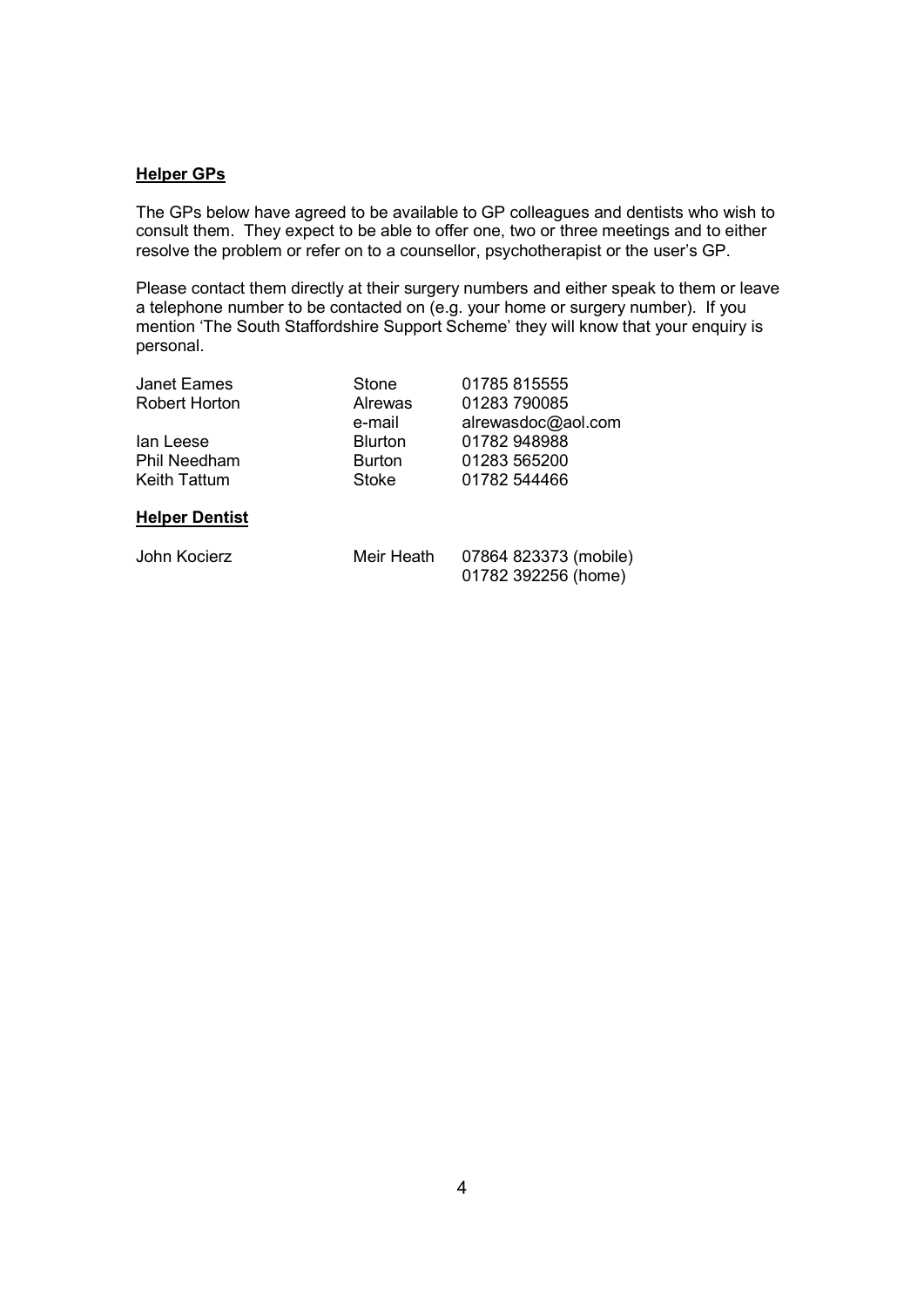**Helper GPs**

The GPs below have agreed to be available to GP colleagues and dentists who wish to consult them. They expect to be able to offer one, two or three meetings and to either resolve the problem or refer on to a counsellor, psychotherapist or the user's GP.

Please contact them directly at their surgery numbers and either speak to them or leave a telephone number to be contacted on (e.g. your home or surgery number). If you mention 'The South Staffordshire Support Scheme' they will know that your enquiry is personal.

| | | |
|---|---|---|
| Janet Eames | Stone | 01785 815555 |
| Robert Horton | Alrewas | 01283 790085 |
| | e-mail | alrewasdoc@aol.com |
| Ian Leese | Blurton | 01782 948988 |
| Phil Needham | Burton | 01283 565200 |
| Keith Tattum | Stoke | 01782 544466 |

**Helper Dentist**

| | | |
|---|---|---|
| John Kocierz | Meir Heath | 07864 823373 (mobile) |
| | | 01782 392256 (home) |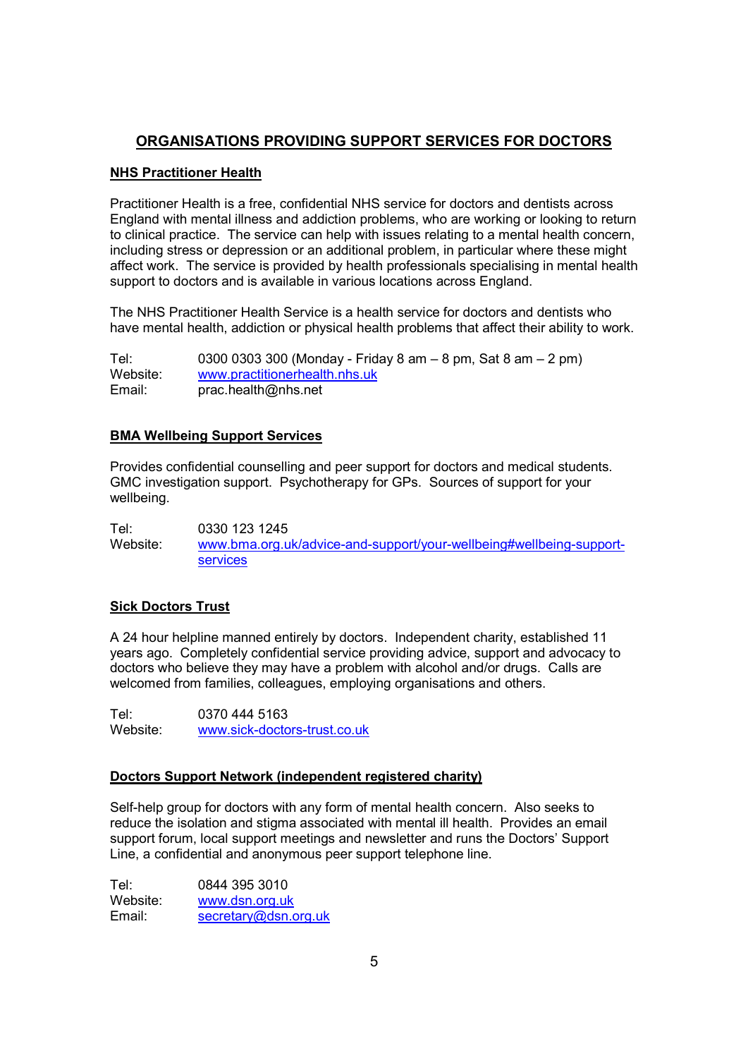# ORGANISATIONS PROVIDING SUPPORT SERVICES FOR DOCTORS

## NHS Practitioner Health

Practitioner Health is a free, confidential NHS service for doctors and dentists across England with mental illness and addiction problems, who are working or looking to return to clinical practice. The service can help with issues relating to a mental health concern, including stress or depression or an additional problem, in particular where these might affect work. The service is provided by health professionals specialising in mental health support to doctors and is available in various locations across England.

The NHS Practitioner Health Service is a health service for doctors and dentists who have mental health, addiction or physical health problems that affect their ability to work.

Tel: 0300 0303 300 (Monday - Friday 8 am – 8 pm, Sat 8 am – 2 pm)
Website: www.practitionerhealth.nhs.uk
Email: prac.health@nhs.net

## BMA Wellbeing Support Services

Provides confidential counselling and peer support for doctors and medical students. GMC investigation support. Psychotherapy for GPs. Sources of support for your wellbeing.

Tel: 0330 123 1245
Website: www.bma.org.uk/advice-and-support/your-wellbeing#wellbeing-support-services

## Sick Doctors Trust

A 24 hour helpline manned entirely by doctors. Independent charity, established 11 years ago. Completely confidential service providing advice, support and advocacy to doctors who believe they may have a problem with alcohol and/or drugs. Calls are welcomed from families, colleagues, employing organisations and others.

Tel: 0370 444 5163
Website: www.sick-doctors-trust.co.uk

## Doctors Support Network (independent registered charity)

Self-help group for doctors with any form of mental health concern. Also seeks to reduce the isolation and stigma associated with mental ill health. Provides an email support forum, local support meetings and newsletter and runs the Doctors' Support Line, a confidential and anonymous peer support telephone line.

Tel: 0844 395 3010
Website: www.dsn.org.uk
Email: secretary@dsn.org.uk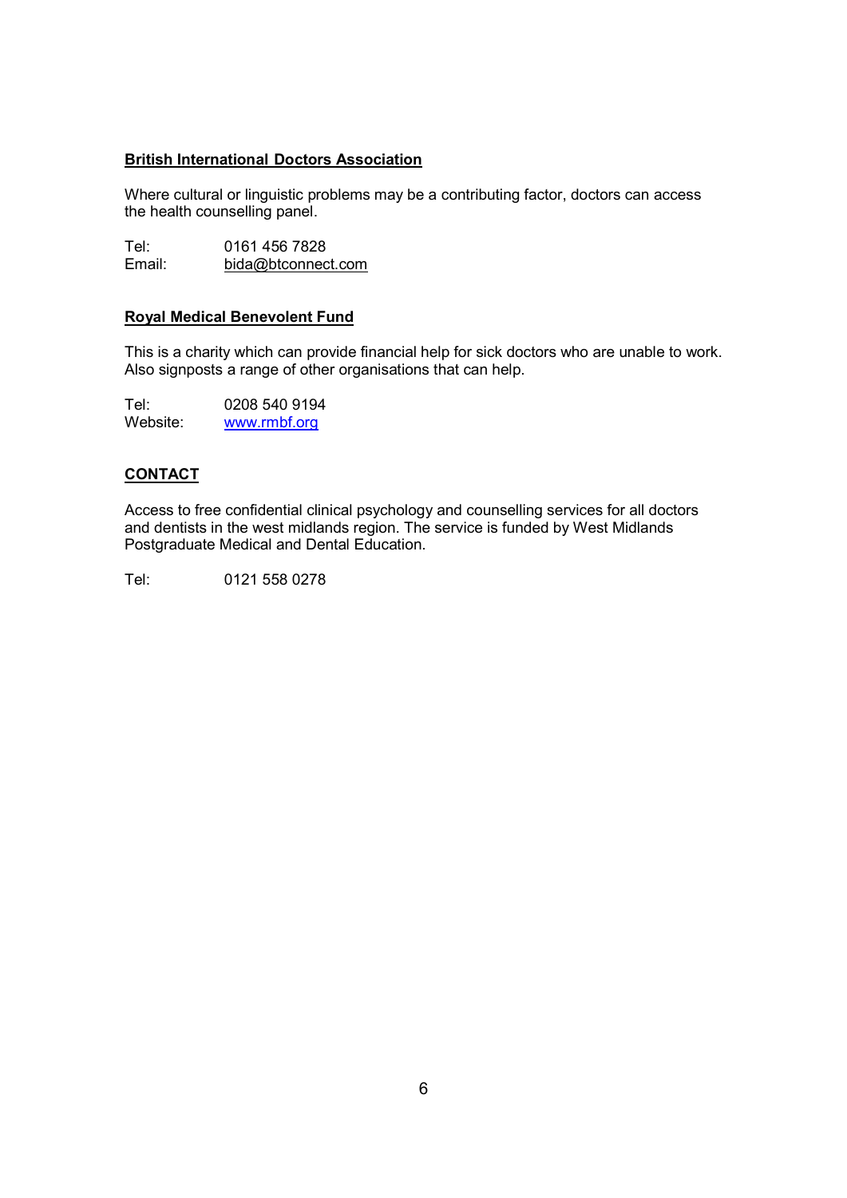**British International Doctors Association**

Where cultural or linguistic problems may be a contributing factor, doctors can access the health counselling panel.

Tel: 0161 456 7828
Email: bida@btconnect.com

**Royal Medical Benevolent Fund**

This is a charity which can provide financial help for sick doctors who are unable to work. Also signposts a range of other organisations that can help.

Tel: 0208 540 9194
Website: www.rmbf.org

**CONTACT**

Access to free confidential clinical psychology and counselling services for all doctors and dentists in the west midlands region. The service is funded by West Midlands Postgraduate Medical and Dental Education.

Tel: 0121 558 0278